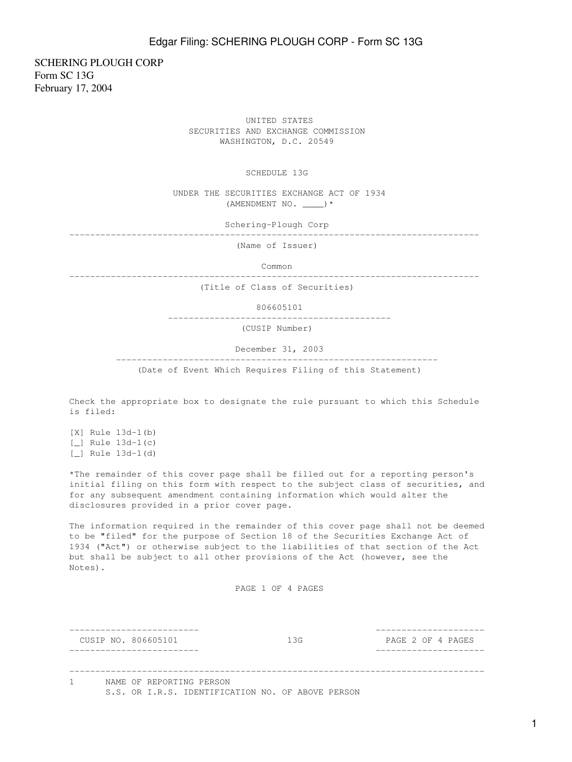SCHERING PLOUGH CORP
Form SC 13G
February 17, 2004

UNITED STATES
SECURITIES AND EXCHANGE COMMISSION
WASHINGTON, D.C. 20549

# SCHEDULE 13G

UNDER THE SECURITIES EXCHANGE ACT OF 1934
(AMENDMENT NO. ____)*

Schering-Plough Corp

(Name of Issuer)

Common

(Title of Class of Securities)

806605101

(CUSIP Number)

December 31, 2003

(Date of Event Which Requires Filing of this Statement)

Check the appropriate box to designate the rule pursuant to which this Schedule is filed:

[X] Rule 13d-1(b)
[_] Rule 13d-1(c)
[_] Rule 13d-1(d)

*The remainder of this cover page shall be filled out for a reporting person's initial filing on this form with respect to the subject class of securities, and for any subsequent amendment containing information which would alter the disclosures provided in a prior cover page.

The information required in the remainder of this cover page shall not be deemed to be "filed" for the purpose of Section 18 of the Securities Exchange Act of 1934 ("Act") or otherwise subject to the liabilities of that section of the Act but shall be subject to all other provisions of the Act (however, see the Notes).

| CUSIP NO. 806605101 | 13G | |
|---|---|---|

1 NAME OF REPORTING PERSON
S.S. OR I.R.S. IDENTIFICATION NO. OF ABOVE PERSON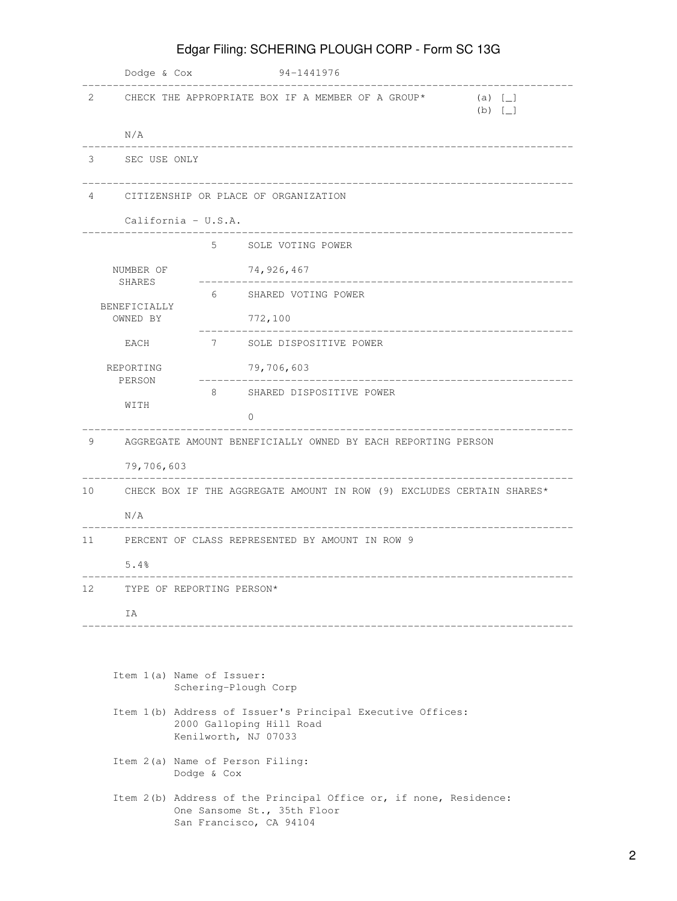Dodge & Cox 94-1441976

| | | |
|---|---|---|
| 2 | CHECK THE APPROPRIATE BOX IF A MEMBER OF A GROUP* | (a) [_] (b) [_] |
| | N/A | |
| 3 | SEC USE ONLY | |
| 4 | CITIZENSHIP OR PLACE OF ORGANIZATION | |
| | California - U.S.A. | |

| NUMBER OF SHARES BENEFICIALLY OWNED BY EACH REPORTING PERSON WITH | | |
|---|---|---|
| | 5 | SOLE VOTING POWER<br>74,926,467 |
| | 6 | SHARED VOTING POWER<br>772,100 |
| | 7 | SOLE DISPOSITIVE POWER<br>79,706,603 |
| | 8 | SHARED DISPOSITIVE POWER<br>0 |

| | |
|---|---|
| 9 | AGGREGATE AMOUNT BENEFICIALLY OWNED BY EACH REPORTING PERSON<br>79,706,603 |
| 10 | CHECK BOX IF THE AGGREGATE AMOUNT IN ROW (9) EXCLUDES CERTAIN SHARES*<br>N/A |
| 11 | PERCENT OF CLASS REPRESENTED BY AMOUNT IN ROW 9<br>5.4% |
| 12 | TYPE OF REPORTING PERSON*<br>IA |

Item 1(a) Name of Issuer:
Schering-Plough Corp

Item 1(b) Address of Issuer's Principal Executive Offices:
2000 Galloping Hill Road
Kenilworth, NJ 07033

Item 2(a) Name of Person Filing:
Dodge & Cox

Item 2(b) Address of the Principal Office or, if none, Residence:
One Sansome St., 35th Floor
San Francisco, CA 94104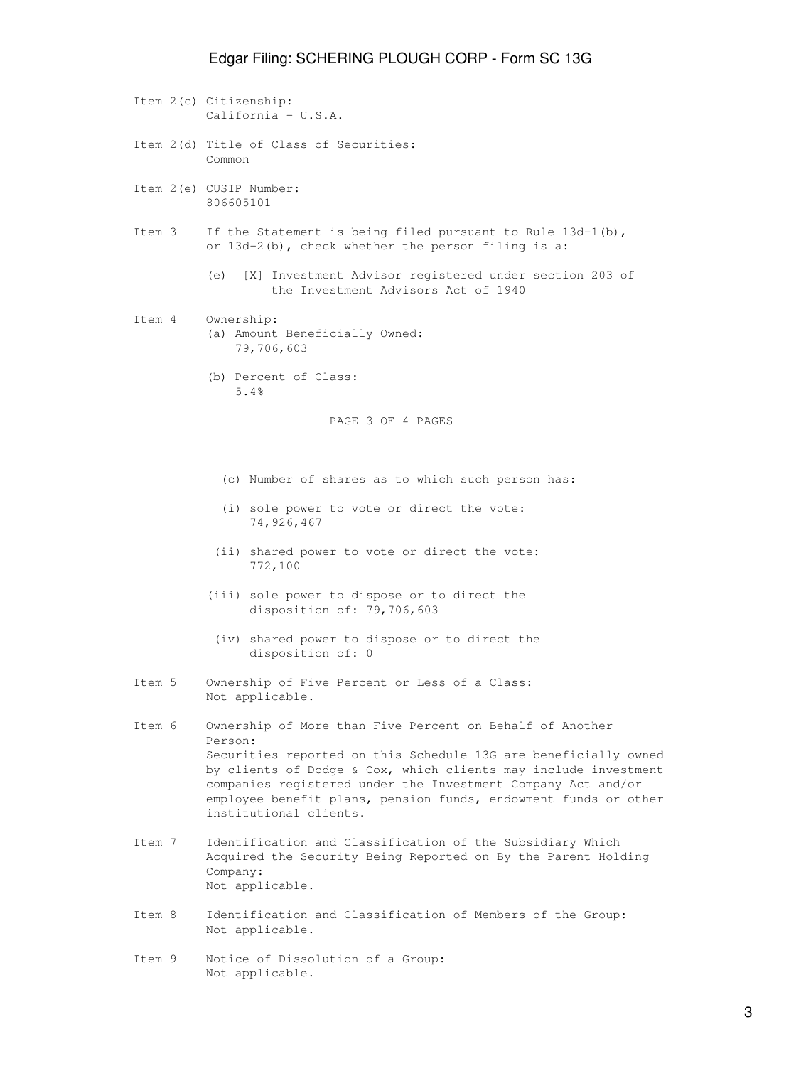Item 2(c) Citizenship:
California - U.S.A.

Item 2(d) Title of Class of Securities:
Common

Item 2(e) CUSIP Number:
806605101

Item 3 If the Statement is being filed pursuant to Rule 13d-1(b), or 13d-2(b), check whether the person filing is a:

(e) [X] Investment Advisor registered under section 203 of the Investment Advisors Act of 1940

Item 4 Ownership:

(a) Amount Beneficially Owned:
79,706,603

(b) Percent of Class:
5.4%

(c) Number of shares as to which such person has:

(i) sole power to vote or direct the vote:
74,926,467

(ii) shared power to vote or direct the vote:
772,100

(iii) sole power to dispose or to direct the disposition of: 79,706,603

(iv) shared power to dispose or to direct the disposition of: 0

Item 5 Ownership of Five Percent or Less of a Class:
Not applicable.

Item 6 Ownership of More than Five Percent on Behalf of Another Person:
Securities reported on this Schedule 13G are beneficially owned by clients of Dodge & Cox, which clients may include investment companies registered under the Investment Company Act and/or employee benefit plans, pension funds, endowment funds or other institutional clients.

Item 7 Identification and Classification of the Subsidiary Which Acquired the Security Being Reported on By the Parent Holding Company:
Not applicable.

Item 8 Identification and Classification of Members of the Group:
Not applicable.

Item 9 Notice of Dissolution of a Group:
Not applicable.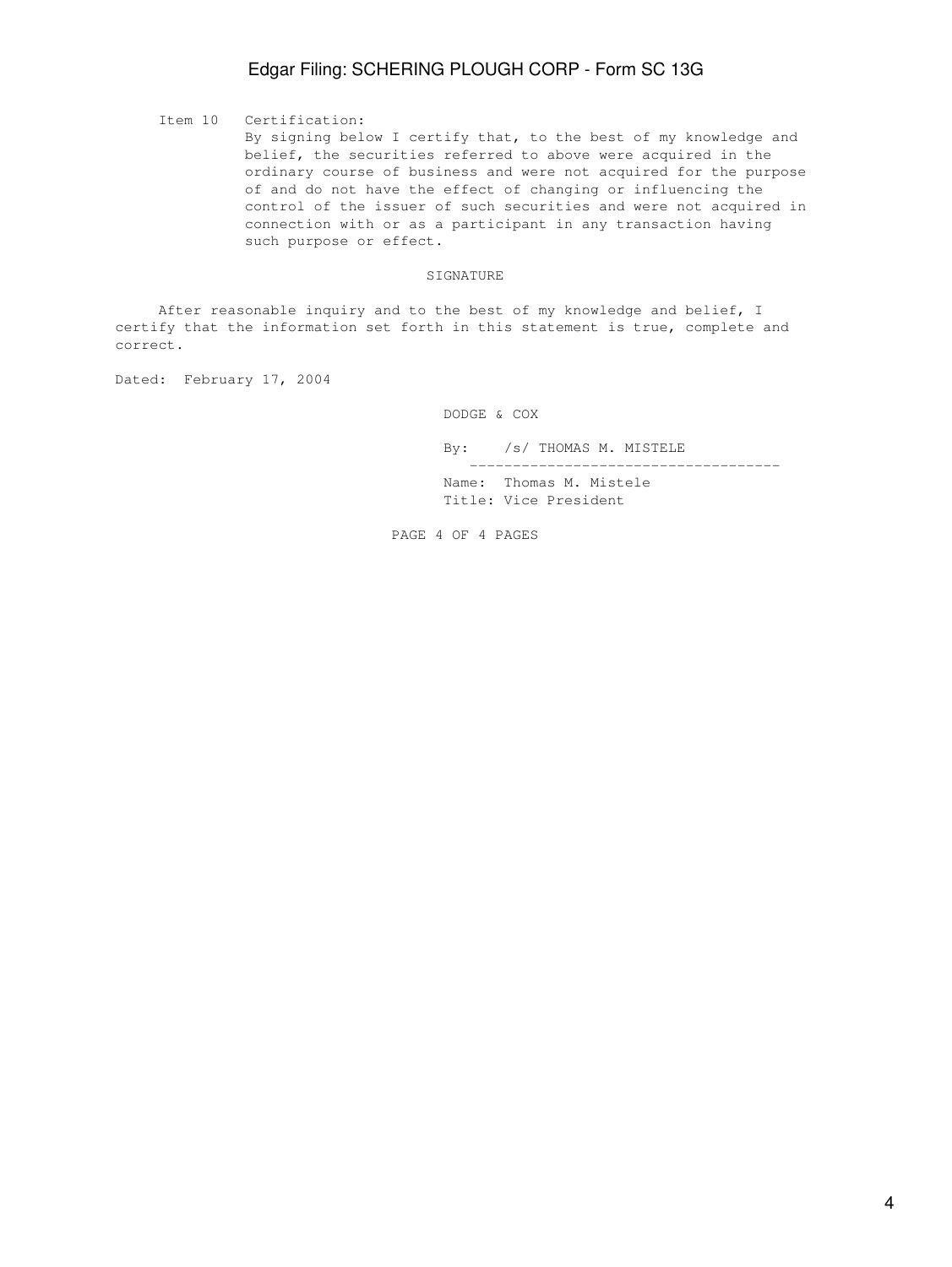Item 10 Certification:

By signing below I certify that, to the best of my knowledge and belief, the securities referred to above were acquired in the ordinary course of business and were not acquired for the purpose of and do not have the effect of changing or influencing the control of the issuer of such securities and were not acquired in connection with or as a participant in any transaction having such purpose or effect.

SIGNATURE

After reasonable inquiry and to the best of my knowledge and belief, I certify that the information set forth in this statement is true, complete and correct.

Dated: February 17, 2004

DODGE & COX

By: /s/ THOMAS M. MISTELE

Name: Thomas M. Mistele
Title: Vice President